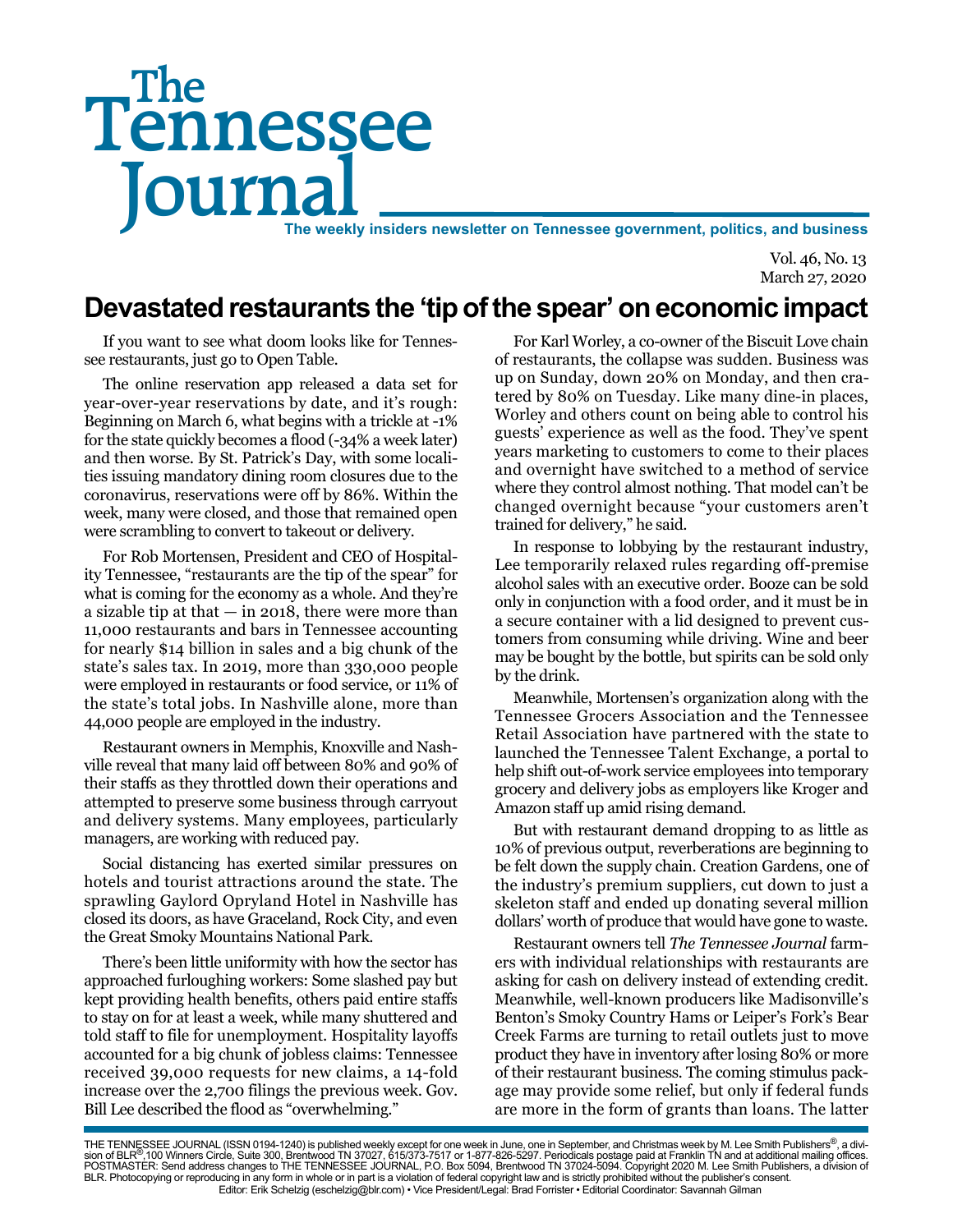# The Tennessee Journal

**The weekly insiders newsletter on Tennessee government, politics, and business**

Vol. 46, No. 13
March 27, 2020

## Devastated restaurants the 'tip of the spear' on economic impact

If you want to see what doom looks like for Tennessee restaurants, just go to Open Table.

The online reservation app released a data set for year-over-year reservations by date, and it's rough: Beginning on March 6, what begins with a trickle at -1% for the state quickly becomes a flood (-34% a week later) and then worse. By St. Patrick's Day, with some localities issuing mandatory dining room closures due to the coronavirus, reservations were off by 86%. Within the week, many were closed, and those that remained open were scrambling to convert to takeout or delivery.

For Rob Mortensen, President and CEO of Hospitality Tennessee, "restaurants are the tip of the spear" for what is coming for the economy as a whole. And they're a sizable tip at that — in 2018, there were more than 11,000 restaurants and bars in Tennessee accounting for nearly $14 billion in sales and a big chunk of the state's sales tax. In 2019, more than 330,000 people were employed in restaurants or food service, or 11% of the state's total jobs. In Nashville alone, more than 44,000 people are employed in the industry.

Restaurant owners in Memphis, Knoxville and Nashville reveal that many laid off between 80% and 90% of their staffs as they throttled down their operations and attempted to preserve some business through carryout and delivery systems. Many employees, particularly managers, are working with reduced pay.

Social distancing has exerted similar pressures on hotels and tourist attractions around the state. The sprawling Gaylord Opryland Hotel in Nashville has closed its doors, as have Graceland, Rock City, and even the Great Smoky Mountains National Park.

There's been little uniformity with how the sector has approached furloughing workers: Some slashed pay but kept providing health benefits, others paid entire staffs to stay on for at least a week, while many shuttered and told staff to file for unemployment. Hospitality layoffs accounted for a big chunk of jobless claims: Tennessee received 39,000 requests for new claims, a 14-fold increase over the 2,700 filings the previous week. Gov. Bill Lee described the flood as "overwhelming."

For Karl Worley, a co-owner of the Biscuit Love chain of restaurants, the collapse was sudden. Business was up on Sunday, down 20% on Monday, and then cratered by 80% on Tuesday. Like many dine-in places, Worley and others count on being able to control his guests' experience as well as the food. They've spent years marketing to customers to come to their places and overnight have switched to a method of service where they control almost nothing. That model can't be changed overnight because "your customers aren't trained for delivery," he said.

In response to lobbying by the restaurant industry, Lee temporarily relaxed rules regarding off-premise alcohol sales with an executive order. Booze can be sold only in conjunction with a food order, and it must be in a secure container with a lid designed to prevent customers from consuming while driving. Wine and beer may be bought by the bottle, but spirits can be sold only by the drink.

Meanwhile, Mortensen's organization along with the Tennessee Grocers Association and the Tennessee Retail Association have partnered with the state to launched the Tennessee Talent Exchange, a portal to help shift out-of-work service employees into temporary grocery and delivery jobs as employers like Kroger and Amazon staff up amid rising demand.

But with restaurant demand dropping to as little as 10% of previous output, reverberations are beginning to be felt down the supply chain. Creation Gardens, one of the industry's premium suppliers, cut down to just a skeleton staff and ended up donating several million dollars' worth of produce that would have gone to waste.

Restaurant owners tell *The Tennessee Journal* farmers with individual relationships with restaurants are asking for cash on delivery instead of extending credit. Meanwhile, well-known producers like Madisonville's Benton's Smoky Country Hams or Leiper's Fork's Bear Creek Farms are turning to retail outlets just to move product they have in inventory after losing 80% or more of their restaurant business. The coming stimulus package may provide some relief, but only if federal funds are more in the form of grants than loans. The latter

THE TENNESSEE JOURNAL (ISSN 0194-1240) is published weekly except for one week in June, one in September, and Christmas week by M. Lee Smith Publishers®, a division of BLR®,100 Winners Circle, Suite 300, Brentwood TN 37027, 615/373-7517 or 1-877-826-5297. Periodicals postage paid at Franklin TN and at additional mailing offices. POSTMASTER: Send address changes to THE TENNESSEE JOURNAL, P.O. Box 5094, Brentwood TN 37024-5094. Copyright 2020 M. Lee Smith Publishers, a division of BLR. Photocopying or reproducing in any form in whole or in part is a violation of federal copyright law and is strictly prohibited without the publisher's consent.
Editor: Erik Schelzig (eschelzig@blr.com) • Vice President/Legal: Brad Forrister • Editorial Coordinator: Savannah Gilman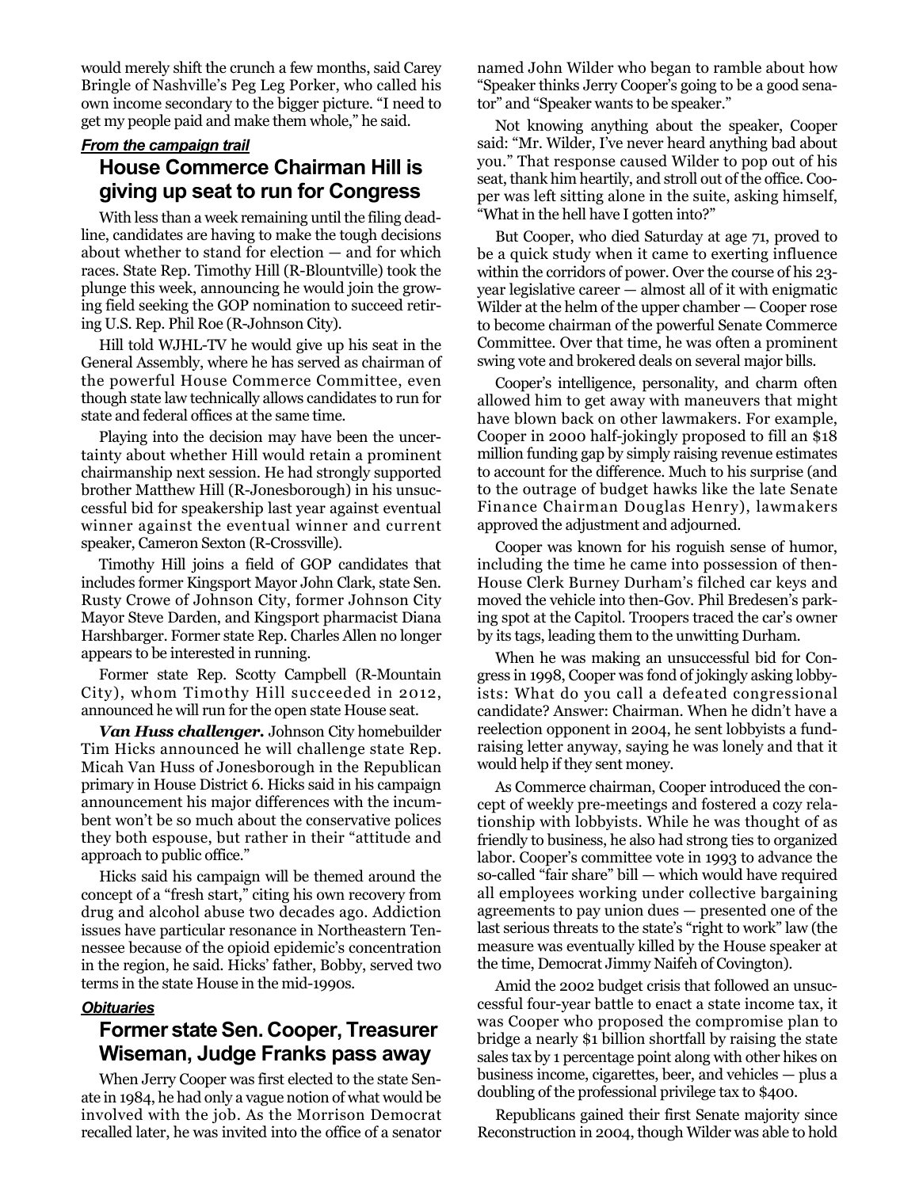would merely shift the crunch a few months, said Carey Bringle of Nashville's Peg Leg Porker, who called his own income secondary to the bigger picture. "I need to get my people paid and make them whole," he said.

***From the campaign trail***

## House Commerce Chairman Hill is giving up seat to run for Congress

With less than a week remaining until the filing deadline, candidates are having to make the tough decisions about whether to stand for election — and for which races. State Rep. Timothy Hill (R-Blountville) took the plunge this week, announcing he would join the growing field seeking the GOP nomination to succeed retiring U.S. Rep. Phil Roe (R-Johnson City).

Hill told WJHL-TV he would give up his seat in the General Assembly, where he has served as chairman of the powerful House Commerce Committee, even though state law technically allows candidates to run for state and federal offices at the same time.

Playing into the decision may have been the uncertainty about whether Hill would retain a prominent chairmanship next session. He had strongly supported brother Matthew Hill (R-Jonesborough) in his unsuccessful bid for speakership last year against eventual winner against the eventual winner and current speaker, Cameron Sexton (R-Crossville).

Timothy Hill joins a field of GOP candidates that includes former Kingsport Mayor John Clark, state Sen. Rusty Crowe of Johnson City, former Johnson City Mayor Steve Darden, and Kingsport pharmacist Diana Harshbarger. Former state Rep. Charles Allen no longer appears to be interested in running.

Former state Rep. Scotty Campbell (R-Mountain City), whom Timothy Hill succeeded in 2012, announced he will run for the open state House seat.

***Van Huss challenger.*** Johnson City homebuilder Tim Hicks announced he will challenge state Rep. Micah Van Huss of Jonesborough in the Republican primary in House District 6. Hicks said in his campaign announcement his major differences with the incumbent won't be so much about the conservative polices they both espouse, but rather in their "attitude and approach to public office."

Hicks said his campaign will be themed around the concept of a "fresh start," citing his own recovery from drug and alcohol abuse two decades ago. Addiction issues have particular resonance in Northeastern Tennessee because of the opioid epidemic's concentration in the region, he said. Hicks' father, Bobby, served two terms in the state House in the mid-1990s.

***Obituaries***

## Former state Sen. Cooper, Treasurer Wiseman, Judge Franks pass away

When Jerry Cooper was first elected to the state Senate in 1984, he had only a vague notion of what would be involved with the job. As the Morrison Democrat recalled later, he was invited into the office of a senator named John Wilder who began to ramble about how "Speaker thinks Jerry Cooper's going to be a good senator" and "Speaker wants to be speaker."

Not knowing anything about the speaker, Cooper said: "Mr. Wilder, I've never heard anything bad about you." That response caused Wilder to pop out of his seat, thank him heartily, and stroll out of the office. Cooper was left sitting alone in the suite, asking himself, "What in the hell have I gotten into?"

But Cooper, who died Saturday at age 71, proved to be a quick study when it came to exerting influence within the corridors of power. Over the course of his 23-year legislative career — almost all of it with enigmatic Wilder at the helm of the upper chamber — Cooper rose to become chairman of the powerful Senate Commerce Committee. Over that time, he was often a prominent swing vote and brokered deals on several major bills.

Cooper's intelligence, personality, and charm often allowed him to get away with maneuvers that might have blown back on other lawmakers. For example, Cooper in 2000 half-jokingly proposed to fill an $18 million funding gap by simply raising revenue estimates to account for the difference. Much to his surprise (and to the outrage of budget hawks like the late Senate Finance Chairman Douglas Henry), lawmakers approved the adjustment and adjourned.

Cooper was known for his roguish sense of humor, including the time he came into possession of then-House Clerk Burney Durham's filched car keys and moved the vehicle into then-Gov. Phil Bredesen's parking spot at the Capitol. Troopers traced the car's owner by its tags, leading them to the unwitting Durham.

When he was making an unsuccessful bid for Congress in 1998, Cooper was fond of jokingly asking lobbyists: What do you call a defeated congressional candidate? Answer: Chairman. When he didn't have a reelection opponent in 2004, he sent lobbyists a fundraising letter anyway, saying he was lonely and that it would help if they sent money.

As Commerce chairman, Cooper introduced the concept of weekly pre-meetings and fostered a cozy relationship with lobbyists. While he was thought of as friendly to business, he also had strong ties to organized labor. Cooper's committee vote in 1993 to advance the so-called "fair share" bill — which would have required all employees working under collective bargaining agreements to pay union dues — presented one of the last serious threats to the state's "right to work" law (the measure was eventually killed by the House speaker at the time, Democrat Jimmy Naifeh of Covington).

Amid the 2002 budget crisis that followed an unsuccessful four-year battle to enact a state income tax, it was Cooper who proposed the compromise plan to bridge a nearly $1 billion shortfall by raising the state sales tax by 1 percentage point along with other hikes on business income, cigarettes, beer, and vehicles — plus a doubling of the professional privilege tax to $400.

Republicans gained their first Senate majority since Reconstruction in 2004, though Wilder was able to hold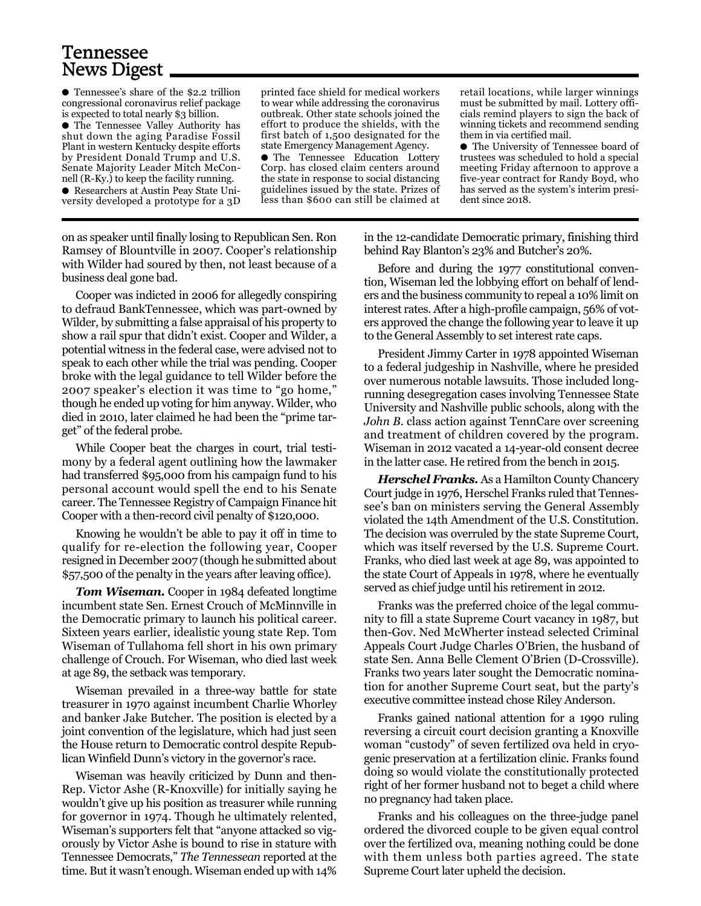## Tennessee News Digest

- Tennessee's share of the $2.2 trillion congressional coronavirus relief package is expected to total nearly $3 billion.
- The Tennessee Valley Authority has shut down the aging Paradise Fossil Plant in western Kentucky despite efforts by President Donald Trump and U.S. Senate Majority Leader Mitch McConnell (R-Ky.) to keep the facility running.
- Researchers at Austin Peay State University developed a prototype for a 3D printed face shield for medical workers to wear while addressing the coronavirus outbreak. Other state schools joined the effort to produce the shields, with the first batch of 1,500 designated for the state Emergency Management Agency.
- The Tennessee Education Lottery Corp. has closed claim centers around the state in response to social distancing guidelines issued by the state. Prizes of less than $600 can still be claimed at retail locations, while larger winnings must be submitted by mail. Lottery officials remind players to sign the back of winning tickets and recommend sending them in via certified mail.
- The University of Tennessee board of trustees was scheduled to hold a special meeting Friday afternoon to approve a five-year contract for Randy Boyd, who has served as the system's interim president since 2018.

---

on as speaker until finally losing to Republican Sen. Ron Ramsey of Blountville in 2007. Cooper's relationship with Wilder had soured by then, not least because of a business deal gone bad.

Cooper was indicted in 2006 for allegedly conspiring to defraud BankTennessee, which was part-owned by Wilder, by submitting a false appraisal of his property to show a rail spur that didn't exist. Cooper and Wilder, a potential witness in the federal case, were advised not to speak to each other while the trial was pending. Cooper broke with the legal guidance to tell Wilder before the 2007 speaker's election it was time to "go home," though he ended up voting for him anyway. Wilder, who died in 2010, later claimed he had been the "prime target" of the federal probe.

While Cooper beat the charges in court, trial testimony by a federal agent outlining how the lawmaker had transferred $95,000 from his campaign fund to his personal account would spell the end to his Senate career. The Tennessee Registry of Campaign Finance hit Cooper with a then-record civil penalty of $120,000.

Knowing he wouldn't be able to pay it off in time to qualify for re-election the following year, Cooper resigned in December 2007 (though he submitted about $57,500 of the penalty in the years after leaving office).

***Tom Wiseman.*** Cooper in 1984 defeated longtime incumbent state Sen. Ernest Crouch of McMinnville in the Democratic primary to launch his political career. Sixteen years earlier, idealistic young state Rep. Tom Wiseman of Tullahoma fell short in his own primary challenge of Crouch. For Wiseman, who died last week at age 89, the setback was temporary.

Wiseman prevailed in a three-way battle for state treasurer in 1970 against incumbent Charlie Whorley and banker Jake Butcher. The position is elected by a joint convention of the legislature, which had just seen the House return to Democratic control despite Republican Winfield Dunn's victory in the governor's race.

Wiseman was heavily criticized by Dunn and then-Rep. Victor Ashe (R-Knoxville) for initially saying he wouldn't give up his position as treasurer while running for governor in 1974. Though he ultimately relented, Wiseman's supporters felt that "anyone attacked so vigorously by Victor Ashe is bound to rise in stature with Tennessee Democrats," *The Tennessean* reported at the time. But it wasn't enough. Wiseman ended up with 14% in the 12-candidate Democratic primary, finishing third behind Ray Blanton's 23% and Butcher's 20%.

Before and during the 1977 constitutional convention, Wiseman led the lobbying effort on behalf of lenders and the business community to repeal a 10% limit on interest rates. After a high-profile campaign, 56% of voters approved the change the following year to leave it up to the General Assembly to set interest rate caps.

President Jimmy Carter in 1978 appointed Wiseman to a federal judgeship in Nashville, where he presided over numerous notable lawsuits. Those included long-running desegregation cases involving Tennessee State University and Nashville public schools, along with the *John B.* class action against TennCare over screening and treatment of children covered by the program. Wiseman in 2012 vacated a 14-year-old consent decree in the latter case. He retired from the bench in 2015.

***Herschel Franks.*** As a Hamilton County Chancery Court judge in 1976, Herschel Franks ruled that Tennessee's ban on ministers serving the General Assembly violated the 14th Amendment of the U.S. Constitution. The decision was overruled by the state Supreme Court, which was itself reversed by the U.S. Supreme Court. Franks, who died last week at age 89, was appointed to the state Court of Appeals in 1978, where he eventually served as chief judge until his retirement in 2012.

Franks was the preferred choice of the legal community to fill a state Supreme Court vacancy in 1987, but then-Gov. Ned McWherter instead selected Criminal Appeals Court Judge Charles O'Brien, the husband of state Sen. Anna Belle Clement O'Brien (D-Crossville). Franks two years later sought the Democratic nomination for another Supreme Court seat, but the party's executive committee instead chose Riley Anderson.

Franks gained national attention for a 1990 ruling reversing a circuit court decision granting a Knoxville woman "custody" of seven fertilized ova held in cryogenic preservation at a fertilization clinic. Franks found doing so would violate the constitutionally protected right of her former husband not to beget a child where no pregnancy had taken place.

Franks and his colleagues on the three-judge panel ordered the divorced couple to be given equal control over the fertilized ova, meaning nothing could be done with them unless both parties agreed. The state Supreme Court later upheld the decision.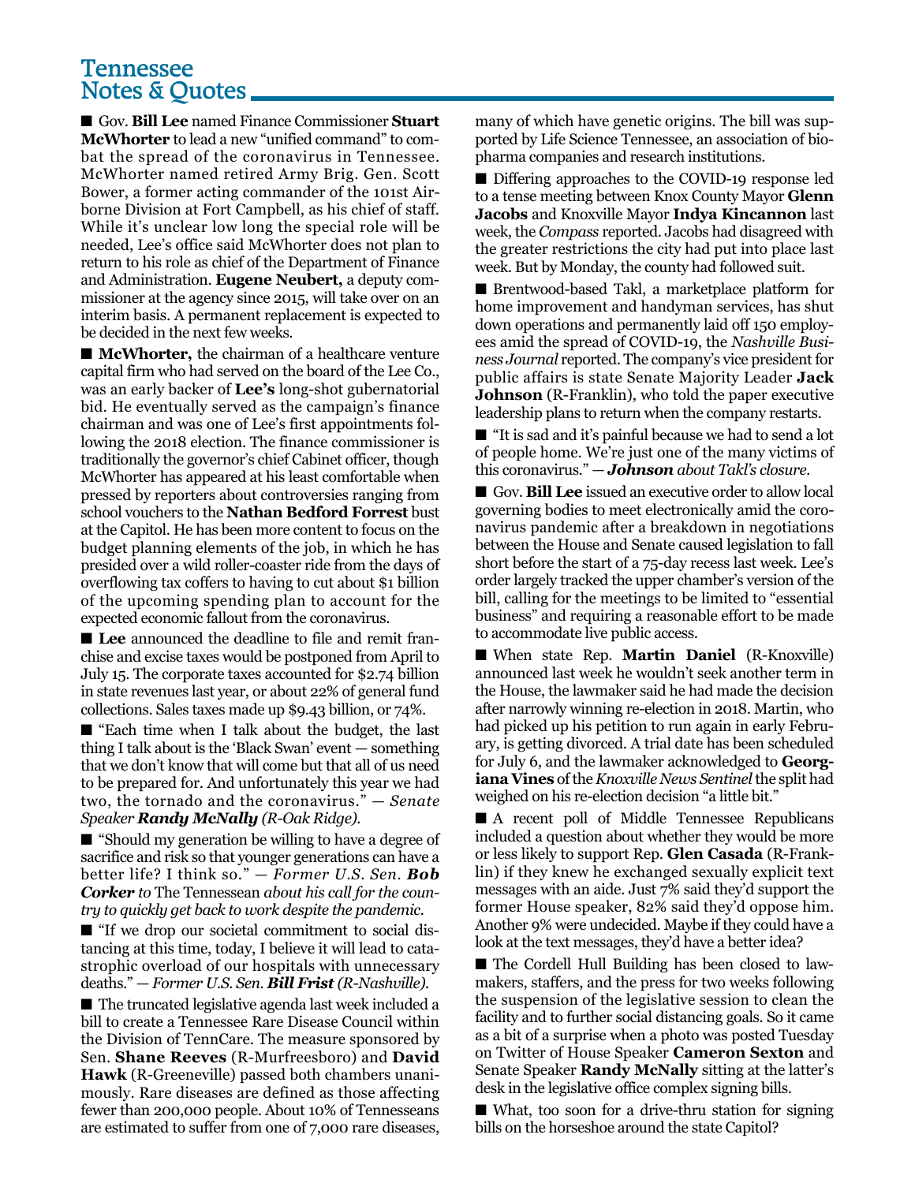# Tennessee Notes & Quotes

■ Gov. **Bill Lee** named Finance Commissioner **Stuart McWhorter** to lead a new "unified command" to combat the spread of the coronavirus in Tennessee. McWhorter named retired Army Brig. Gen. Scott Bower, a former acting commander of the 101st Airborne Division at Fort Campbell, as his chief of staff. While it's unclear low long the special role will be needed, Lee's office said McWhorter does not plan to return to his role as chief of the Department of Finance and Administration. **Eugene Neubert,** a deputy commissioner at the agency since 2015, will take over on an interim basis. A permanent replacement is expected to be decided in the next few weeks.

■ **McWhorter,** the chairman of a healthcare venture capital firm who had served on the board of the Lee Co., was an early backer of **Lee's** long-shot gubernatorial bid. He eventually served as the campaign's finance chairman and was one of Lee's first appointments following the 2018 election. The finance commissioner is traditionally the governor's chief Cabinet officer, though McWhorter has appeared at his least comfortable when pressed by reporters about controversies ranging from school vouchers to the **Nathan Bedford Forrest** bust at the Capitol. He has been more content to focus on the budget planning elements of the job, in which he has presided over a wild roller-coaster ride from the days of overflowing tax coffers to having to cut about $1 billion of the upcoming spending plan to account for the expected economic fallout from the coronavirus.

■ **Lee** announced the deadline to file and remit franchise and excise taxes would be postponed from April to July 15. The corporate taxes accounted for $2.74 billion in state revenues last year, or about 22% of general fund collections. Sales taxes made up $9.43 billion, or 74%.

■ "Each time when I talk about the budget, the last thing I talk about is the 'Black Swan' event — something that we don't know that will come but that all of us need to be prepared for. And unfortunately this year we had two, the tornado and the coronavirus." — *Senate Speaker* ***Randy McNally*** *(R-Oak Ridge).*

■ "Should my generation be willing to have a degree of sacrifice and risk so that younger generations can have a better life? I think so." — *Former U.S. Sen.* ***Bob Corker*** *to* The Tennessean *about his call for the country to quickly get back to work despite the pandemic.*

■ "If we drop our societal commitment to social distancing at this time, today, I believe it will lead to catastrophic overload of our hospitals with unnecessary deaths." — *Former U.S. Sen.* ***Bill Frist*** *(R-Nashville).*

■ The truncated legislative agenda last week included a bill to create a Tennessee Rare Disease Council within the Division of TennCare. The measure sponsored by Sen. **Shane Reeves** (R-Murfreesboro) and **David Hawk** (R-Greeneville) passed both chambers unanimously. Rare diseases are defined as those affecting fewer than 200,000 people. About 10% of Tennesseans are estimated to suffer from one of 7,000 rare diseases, many of which have genetic origins. The bill was supported by Life Science Tennessee, an association of biopharma companies and research institutions.

■ Differing approaches to the COVID-19 response led to a tense meeting between Knox County Mayor **Glenn Jacobs** and Knoxville Mayor **Indya Kincannon** last week, the *Compass* reported. Jacobs had disagreed with the greater restrictions the city had put into place last week. But by Monday, the county had followed suit.

■ Brentwood-based Takl, a marketplace platform for home improvement and handyman services, has shut down operations and permanently laid off 150 employees amid the spread of COVID-19, the *Nashville Business Journal* reported. The company's vice president for public affairs is state Senate Majority Leader **Jack Johnson** (R-Franklin), who told the paper executive leadership plans to return when the company restarts.

■ "It is sad and it's painful because we had to send a lot of people home. We're just one of the many victims of this coronavirus." — ***Johnson*** *about Takl's closure.*

■ Gov. **Bill Lee** issued an executive order to allow local governing bodies to meet electronically amid the coronavirus pandemic after a breakdown in negotiations between the House and Senate caused legislation to fall short before the start of a 75-day recess last week. Lee's order largely tracked the upper chamber's version of the bill, calling for the meetings to be limited to "essential business" and requiring a reasonable effort to be made to accommodate live public access.

■ When state Rep. **Martin Daniel** (R-Knoxville) announced last week he wouldn't seek another term in the House, the lawmaker said he had made the decision after narrowly winning re-election in 2018. Martin, who had picked up his petition to run again in early February, is getting divorced. A trial date has been scheduled for July 6, and the lawmaker acknowledged to **Georgiana Vines** of the *Knoxville News Sentinel* the split had weighed on his re-election decision "a little bit."

■ A recent poll of Middle Tennessee Republicans included a question about whether they would be more or less likely to support Rep. **Glen Casada** (R-Franklin) if they knew he exchanged sexually explicit text messages with an aide. Just 7% said they'd support the former House speaker, 82% said they'd oppose him. Another 9% were undecided. Maybe if they could have a look at the text messages, they'd have a better idea?

■ The Cordell Hull Building has been closed to lawmakers, staffers, and the press for two weeks following the suspension of the legislative session to clean the facility and to further social distancing goals. So it came as a bit of a surprise when a photo was posted Tuesday on Twitter of House Speaker **Cameron Sexton** and Senate Speaker **Randy McNally** sitting at the latter's desk in the legislative office complex signing bills.

■ What, too soon for a drive-thru station for signing bills on the horseshoe around the state Capitol?